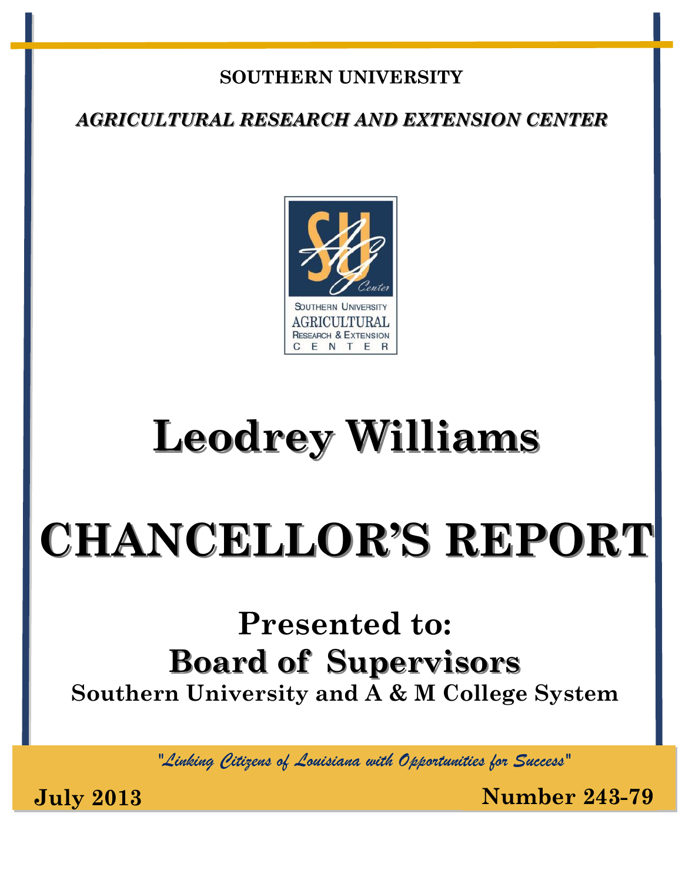**SOUTHERN UNIVERSITY**

***AGRICULTURAL RESEARCH AND EXTENSION CENTER***

# Leodrey Williams

# CHANCELLOR'S REPORT

## Presented to:

## Board of Supervisors

**Southern University and A & M College System**

*"Linking Citizens of Louisiana with Opportunities for Success"*

**July 2013** **Number 243-79**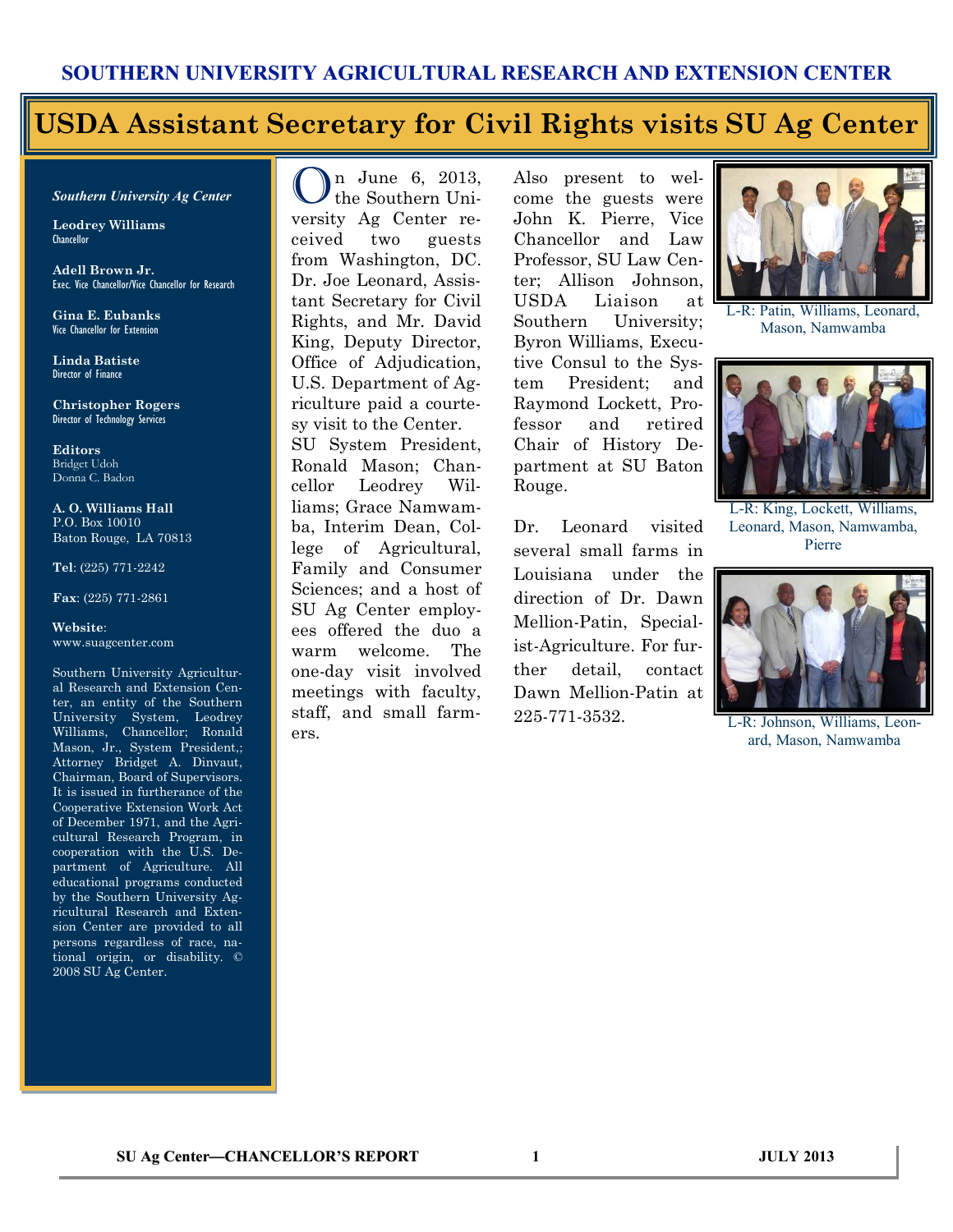**SOUTHERN UNIVERSITY AGRICULTURAL RESEARCH AND EXTENSION CENTER**

# USDA Assistant Secretary for Civil Rights visits SU Ag Center

*Southern University Ag Center*

**Leodrey Williams**
Chancellor

**Adell Brown Jr.**
Exec. Vice Chancellor/Vice Chancellor for Research

**Gina E. Eubanks**
Vice Chancellor for Extension

**Linda Batiste**
Director of Finance

**Christopher Rogers**
Director of Technology Services

**Editors**
Bridget Udoh
Donna C. Badon

**A. O. Williams Hall**
P.O. Box 10010
Baton Rouge, LA 70813

**Tel**: (225) 771-2242

**Fax**: (225) 771-2861

**Website**:
www.suagcenter.com

Southern University Agricultural Research and Extension Center, an entity of the Southern University System, Leodrey Williams, Chancellor; Ronald Mason, Jr., System President,; Attorney Bridget A. Dinvaut, Chairman, Board of Supervisors. It is issued in furtherance of the Cooperative Extension Work Act of December 1971, and the Agricultural Research Program, in cooperation with the U.S. Department of Agriculture. All educational programs conducted by the Southern University Agricultural Research and Extension Center are provided to all persons regardless of race, national origin, or disability. © 2008 SU Ag Center.

On June 6, 2013, the Southern University Ag Center received two guests from Washington, DC. Dr. Joe Leonard, Assistant Secretary for Civil Rights, and Mr. David King, Deputy Director, Office of Adjudication, U.S. Department of Agriculture paid a courtesy visit to the Center. SU System President, Ronald Mason; Chancellor Leodrey Williams; Grace Namwamba, Interim Dean, College of Agricultural, Family and Consumer Sciences; and a host of SU Ag Center employees offered the duo a warm welcome. The one-day visit involved meetings with faculty, staff, and small farmers.

Also present to welcome the guests were John K. Pierre, Vice Chancellor and Law Professor, SU Law Center; Allison Johnson, USDA Liaison at Southern University; Byron Williams, Executive Consul to the System President; and Raymond Lockett, Professor and retired Chair of History Department at SU Baton Rouge.

Dr. Leonard visited several small farms in Louisiana under the direction of Dr. Dawn Mellion-Patin, Specialist-Agriculture. For further detail, contact Dawn Mellion-Patin at 225-771-3532.

L-R: Patin, Williams, Leonard, Mason, Namwamba

L-R: King, Lockett, Williams, Leonard, Mason, Namwamba, Pierre

L-R: Johnson, Williams, Leonard, Mason, Namwamba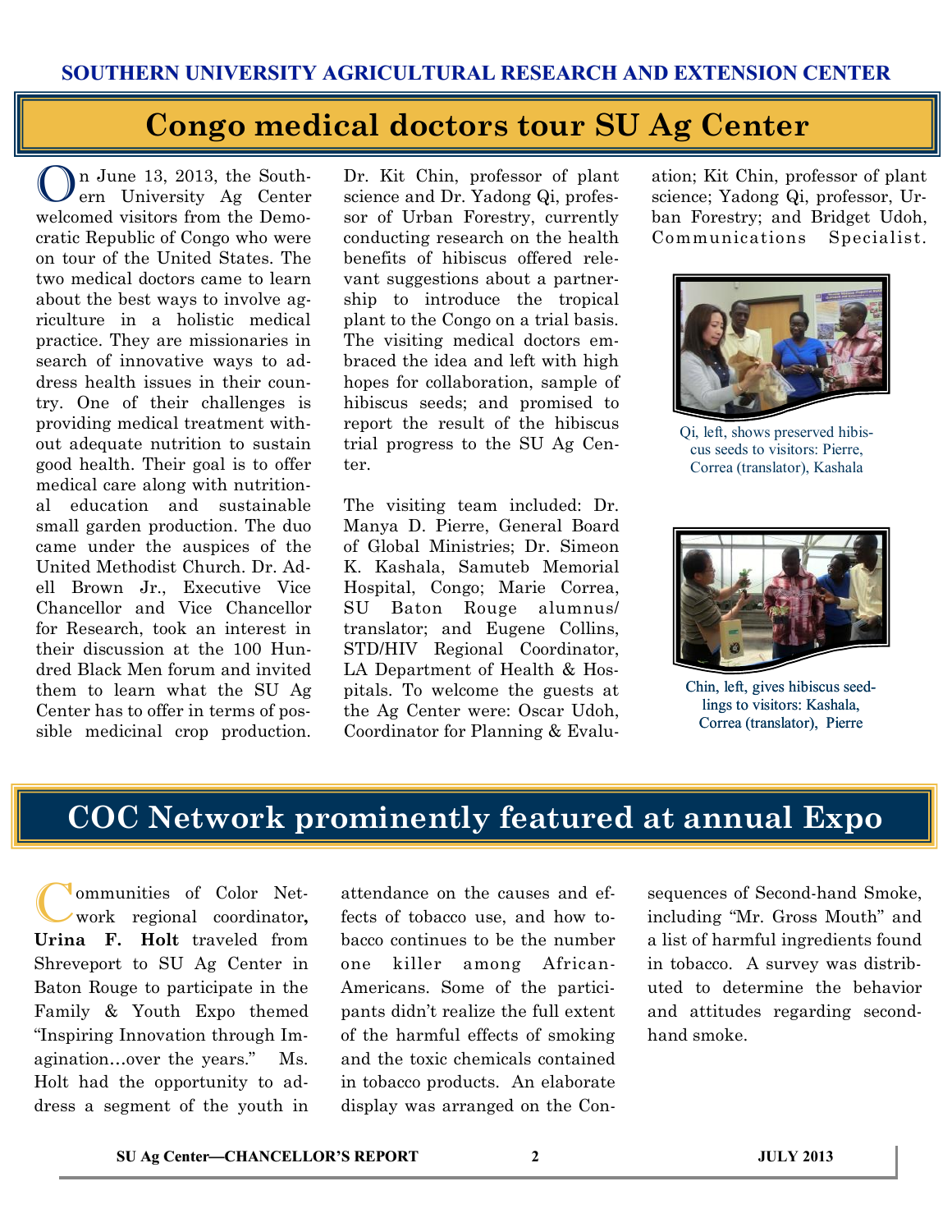## Congo medical doctors tour SU Ag Center

On June 13, 2013, the Southern University Ag Center welcomed visitors from the Democratic Republic of Congo who were on tour of the United States. The two medical doctors came to learn about the best ways to involve agriculture in a holistic medical practice. They are missionaries in search of innovative ways to address health issues in their country. One of their challenges is providing medical treatment without adequate nutrition to sustain good health. Their goal is to offer medical care along with nutritional education and sustainable small garden production. The duo came under the auspices of the United Methodist Church. Dr. Adell Brown Jr., Executive Vice Chancellor and Vice Chancellor for Research, took an interest in their discussion at the 100 Hundred Black Men forum and invited them to learn what the SU Ag Center has to offer in terms of possible medicinal crop production. Dr. Kit Chin, professor of plant science and Dr. Yadong Qi, professor of Urban Forestry, currently conducting research on the health benefits of hibiscus offered relevant suggestions about a partnership to introduce the tropical plant to the Congo on a trial basis. The visiting medical doctors embraced the idea and left with high hopes for collaboration, sample of hibiscus seeds; and promised to report the result of the hibiscus trial progress to the SU Ag Center.

The visiting team included: Dr. Manya D. Pierre, General Board of Global Ministries; Dr. Simeon K. Kashala, Samuteb Memorial Hospital, Congo; Marie Correa, SU Baton Rouge alumnus/ translator; and Eugene Collins, STD/HIV Regional Coordinator, LA Department of Health & Hospitals. To welcome the guests at the Ag Center were: Oscar Udoh, Coordinator for Planning & Evaluation; Kit Chin, professor of plant science; Yadong Qi, professor, Urban Forestry; and Bridget Udoh, Communications Specialist.

Qi, left, shows preserved hibiscus seeds to visitors: Pierre, Correa (translator), Kashala

Chin, left, gives hibiscus seedlings to visitors: Kashala, Correa (translator), Pierre

## COC Network prominently featured at annual Expo

Communities of Color Network regional coordinator, **Urina F. Holt** traveled from Shreveport to SU Ag Center in Baton Rouge to participate in the Family & Youth Expo themed "Inspiring Innovation through Imagination…over the years." Ms. Holt had the opportunity to address a segment of the youth in attendance on the causes and effects of tobacco use, and how tobacco continues to be the number one killer among African-Americans. Some of the participants didn't realize the full extent of the harmful effects of smoking and the toxic chemicals contained in tobacco products. An elaborate display was arranged on the Consequences of Second-hand Smoke, including "Mr. Gross Mouth" and a list of harmful ingredients found in tobacco. A survey was distributed to determine the behavior and attitudes regarding second-hand smoke.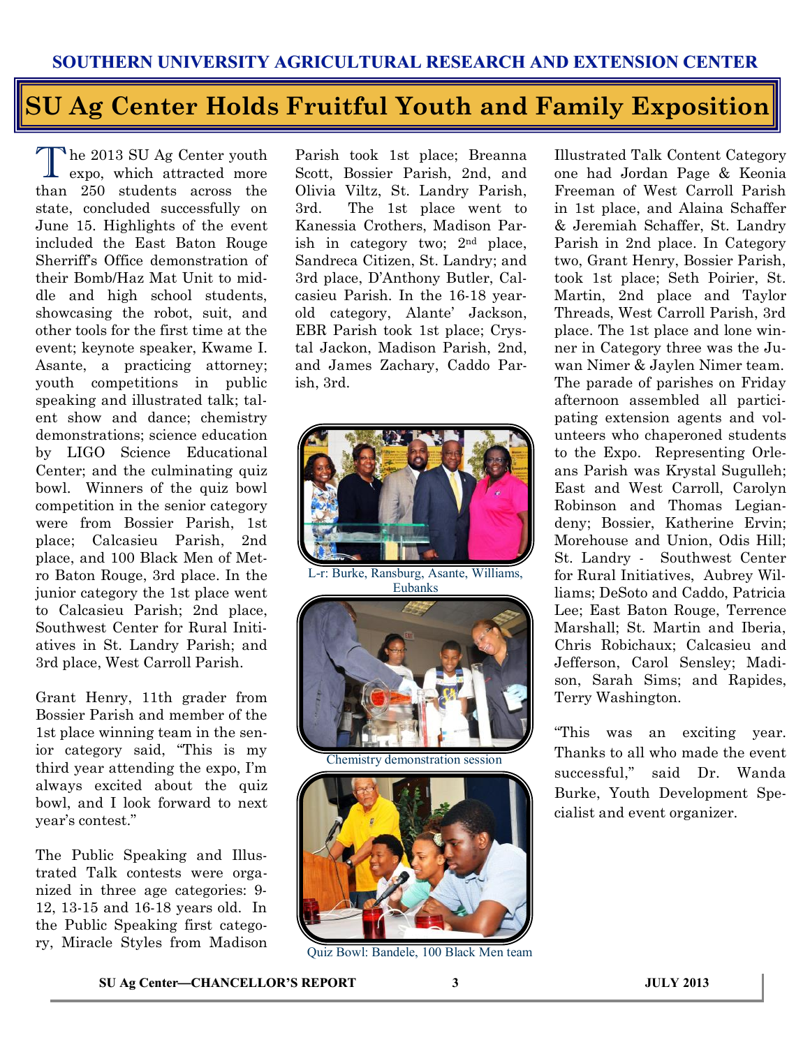## SUN Ag Center Holds Fruitful Youth and Family Exposition

The 2013 SU Ag Center youth expo, which attracted more than 250 students across the state, concluded successfully on June 15. Highlights of the event included the East Baton Rouge Sherriff's Office demonstration of their Bomb/Haz Mat Unit to middle and high school students, showcasing the robot, suit, and other tools for the first time at the event; keynote speaker, Kwame I. Asante, a practicing attorney; youth competitions in public speaking and illustrated talk; talent show and dance; chemistry demonstrations; science education by LIGO Science Educational Center; and the culminating quiz bowl. Winners of the quiz bowl competition in the senior category were from Bossier Parish, 1st place; Calcasieu Parish, 2nd place, and 100 Black Men of Metro Baton Rouge, 3rd place. In the junior category the 1st place went to Calcasieu Parish; 2nd place, Southwest Center for Rural Initiatives in St. Landry Parish; and 3rd place, West Carroll Parish.

Grant Henry, 11th grader from Bossier Parish and member of the 1st place winning team in the senior category said, "This is my third year attending the expo, I'm always excited about the quiz bowl, and I look forward to next year's contest."

The Public Speaking and Illustrated Talk contests were organized in three age categories: 9-12, 13-15 and 16-18 years old. In the Public Speaking first category, Miracle Styles from Madison Parish took 1st place; Breanna Scott, Bossier Parish, 2nd, and Olivia Viltz, St. Landry Parish, 3rd. The 1st place went to Kanessia Crothers, Madison Parish in category two; 2nd place, Sandreca Citizen, St. Landry; and 3rd place, D'Anthony Butler, Calcasieu Parish. In the 16-18 year-old category, Alante' Jackson, EBR Parish took 1st place; Crystal Jackon, Madison Parish, 2nd, and James Zachary, Caddo Parish, 3rd.

L-r: Burke, Ransburg, Asante, Williams, Eubanks

Chemistry demonstration session

Quiz Bowl: Bandele, 100 Black Men team

Illustrated Talk Content Category one had Jordan Page & Keonia Freeman of West Carroll Parish in 1st place, and Alaina Schaffer & Jeremiah Schaffer, St. Landry Parish in 2nd place. In Category two, Grant Henry, Bossier Parish, took 1st place; Seth Poirier, St. Martin, 2nd place and Taylor Threads, West Carroll Parish, 3rd place. The 1st place and lone winner in Category three was the Juwan Nimer & Jaylen Nimer team. The parade of parishes on Friday afternoon assembled all participating extension agents and volunteers who chaperoned students to the Expo. Representing Orleans Parish was Krystal Sugulleh; East and West Carroll, Carolyn Robinson and Thomas Legiandeny; Bossier, Katherine Ervin; Morehouse and Union, Odis Hill; St. Landry - Southwest Center for Rural Initiatives, Aubrey Williams; DeSoto and Caddo, Patricia Lee; East Baton Rouge, Terrence Marshall; St. Martin and Iberia, Chris Robichaux; Calcasieu and Jefferson, Carol Sensley; Madison, Sarah Sims; and Rapides, Terry Washington.

"This was an exciting year. Thanks to all who made the event successful," said Dr. Wanda Burke, Youth Development Specialist and event organizer.

## SU Ag Center Holds Fruitful Youth and Family Exposition

The 2013 SU Ag Center youth expo, which attracted more than 250 students across the state, concluded successfully on June 15. Highlights of the event included the East Baton Rouge Sherriff's Office demonstration of their Bomb/Haz Mat Unit to middle and high school students, showcasing the robot, suit, and other tools for the first time at the event; keynote speaker, Kwame I. Asante, a practicing attorney; youth competitions in public speaking and illustrated talk; talent show and dance; chemistry demonstrations; science education by LIGO Science Educational Center; and the culminating quiz bowl. Winners of the quiz bowl competition in the senior category were from Bossier Parish, 1st place; Calcasieu Parish, 2nd place, and 100 Black Men of Metro Baton Rouge, 3rd place. In the junior category the 1st place went to Calcasieu Parish; 2nd place, Southwest Center for Rural Initiatives in St. Landry Parish; and 3rd place, West Carroll Parish.

Grant Henry, 11th grader from Bossier Parish and member of the 1st place winning team in the senior category said, "This is my third year attending the expo, I'm always excited about the quiz bowl, and I look forward to next year's contest."

The Public Speaking and Illustrated Talk contests were organized in three age categories: 9-12, 13-15 and 16-18 years old. In the Public Speaking first category, Miracle Styles from Madison Parish took 1st place; Breanna Scott, Bossier Parish, 2nd, and Olivia Viltz, St. Landry Parish, 3rd. The 1st place went to Kanessia Crothers, Madison Parish in category two; 2nd place, Sandreca Citizen, St. Landry; and 3rd place, D'Anthony Butler, Calcasieu Parish. In the 16-18 year-old category, Alante' Jackson, EBR Parish took 1st place; Crystal Jackon, Madison Parish, 2nd, and James Zachary, Caddo Parish, 3rd.

L-r: Burke, Ransburg, Asante, Williams, Eubanks

Chemistry demonstration session

Quiz Bowl: Bandele, 100 Black Men team

Illustrated Talk Content Category one had Jordan Page & Keonia Freeman of West Carroll Parish in 1st place, and Alaina Schaffer & Jeremiah Schaffer, St. Landry Parish in 2nd place. In Category two, Grant Henry, Bossier Parish, took 1st place; Seth Poirier, St. Martin, 2nd place and Taylor Threads, West Carroll Parish, 3rd place. The 1st place and lone winner in Category three was the Juwan Nimer & Jaylen Nimer team. The parade of parishes on Friday afternoon assembled all participating extension agents and volunteers who chaperoned students to the Expo. Representing Orleans Parish was Krystal Sugulleh; East and West Carroll, Carolyn Robinson and Thomas Legiandeny; Bossier, Katherine Ervin; Morehouse and Union, Odis Hill; St. Landry - Southwest Center for Rural Initiatives, Aubrey Williams; DeSoto and Caddo, Patricia Lee; East Baton Rouge, Terrence Marshall; St. Martin and Iberia, Chris Robichaux; Calcasieu and Jefferson, Carol Sensley; Madison, Sarah Sims; and Rapides, Terry Washington.

"This was an exciting year. Thanks to all who made the event successful," said Dr. Wanda Burke, Youth Development Specialist and event organizer.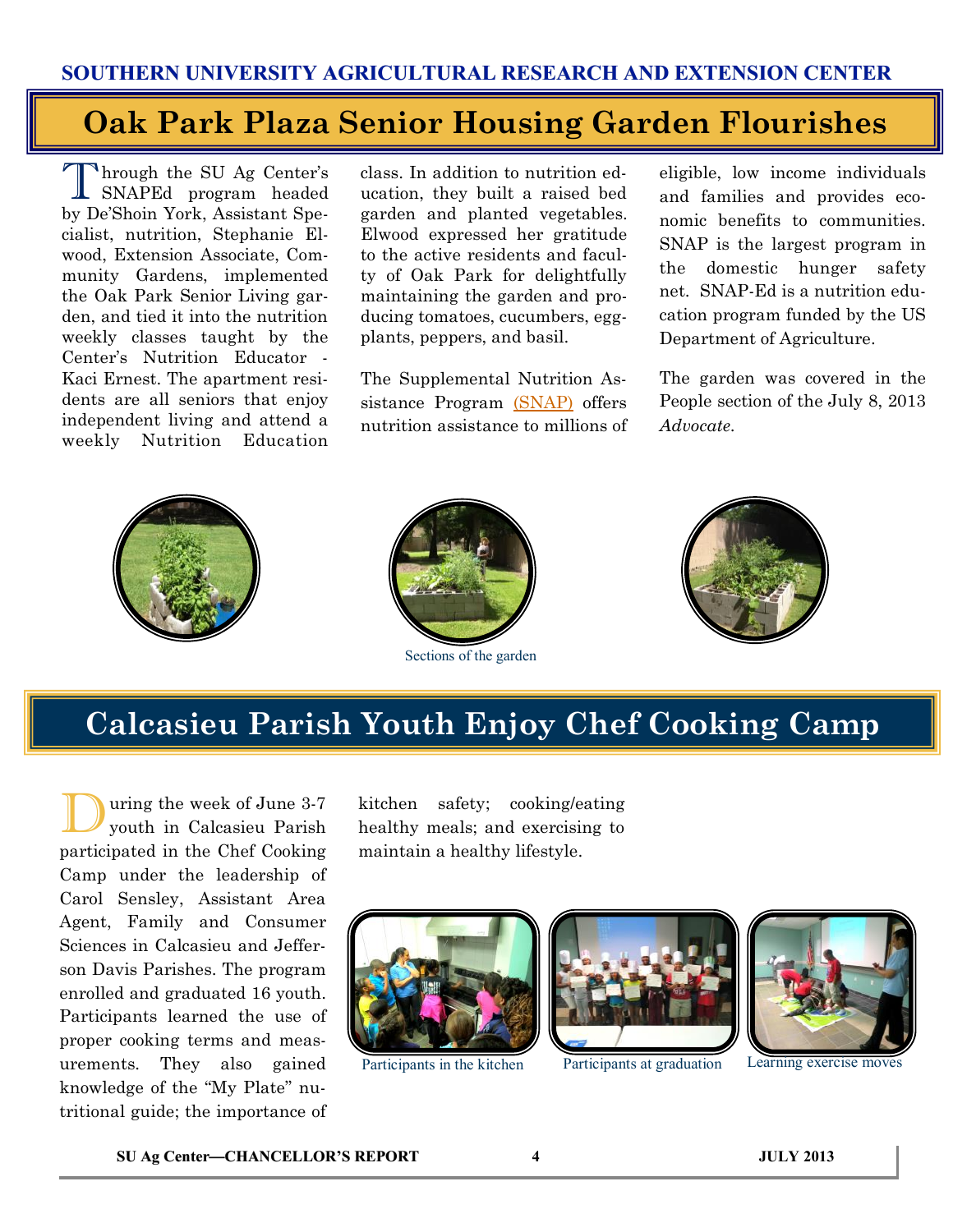## Oak Park Plaza Senior Housing Garden Flourishes

Through the SU Ag Center's SNAPEd program headed by De'Shoin York, Assistant Specialist, nutrition, Stephanie Elwood, Extension Associate, Community Gardens, implemented the Oak Park Senior Living garden, and tied it into the nutrition weekly classes taught by the Center's Nutrition Educator - Kaci Ernest. The apartment residents are all seniors that enjoy independent living and attend a weekly Nutrition Education class. In addition to nutrition education, they built a raised bed garden and planted vegetables. Elwood expressed her gratitude to the active residents and faculty of Oak Park for delightfully maintaining the garden and producing tomatoes, cucumbers, eggplants, peppers, and basil.

The Supplemental Nutrition Assistance Program (SNAP) offers nutrition assistance to millions of eligible, low income individuals and families and provides economic benefits to communities. SNAP is the largest program in the domestic hunger safety net. SNAP-Ed is a nutrition education program funded by the US Department of Agriculture.

The garden was covered in the People section of the July 8, 2013 *Advocate*.

Sections of the garden

## Calcasieu Parish Youth Enjoy Chef Cooking Camp

During the week of June 3-7 youth in Calcasieu Parish participated in the Chef Cooking Camp under the leadership of Carol Sensley, Assistant Area Agent, Family and Consumer Sciences in Calcasieu and Jefferson Davis Parishes. The program enrolled and graduated 16 youth. Participants learned the use of proper cooking terms and measurements. They also gained knowledge of the "My Plate" nutritional guide; the importance of kitchen safety; cooking/eating healthy meals; and exercising to maintain a healthy lifestyle.

Participants in the kitchen

Participants at graduation

Learning exercise moves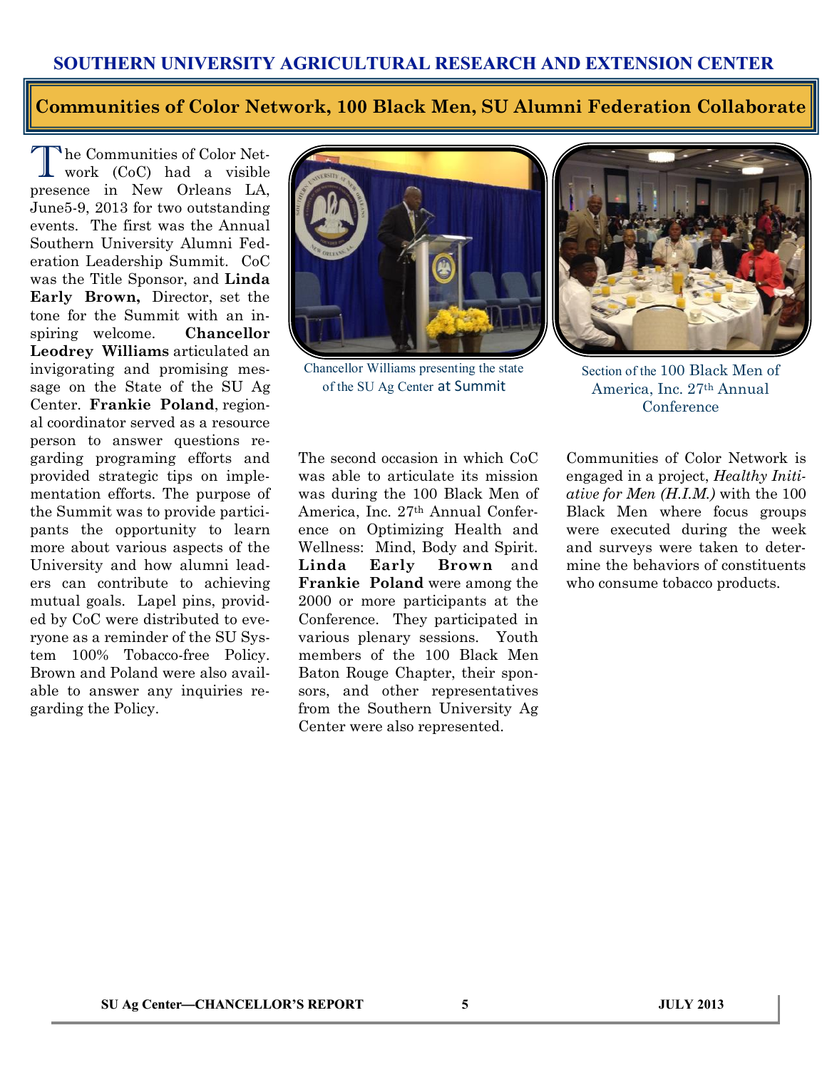## Communities of Color Network, 100 Black Men, SU Alumni Federation Collaborate

The Communities of Color Network (CoC) had a visible presence in New Orleans LA, June5-9, 2013 for two outstanding events. The first was the Annual Southern University Alumni Federation Leadership Summit. CoC was the Title Sponsor, and **Linda Early Brown,** Director, set the tone for the Summit with an inspiring welcome. **Chancellor Leodrey Williams** articulated an invigorating and promising message on the State of the SU Ag Center. **Frankie Poland**, regional coordinator served as a resource person to answer questions regarding programing efforts and provided strategic tips on implementation efforts. The purpose of the Summit was to provide participants the opportunity to learn more about various aspects of the University and how alumni leaders can contribute to achieving mutual goals. Lapel pins, provided by CoC were distributed to everyone as a reminder of the SU System 100% Tobacco-free Policy. Brown and Poland were also available to answer any inquiries regarding the Policy.

Chancellor Williams presenting the state of the SU Ag Center at Summit

Section of the 100 Black Men of America, Inc. 27th Annual Conference

The second occasion in which CoC was able to articulate its mission was during the 100 Black Men of America, Inc. 27th Annual Conference on Optimizing Health and Wellness: Mind, Body and Spirit. **Linda Early Brown** and **Frankie Poland** were among the 2000 or more participants at the Conference. They participated in various plenary sessions. Youth members of the 100 Black Men Baton Rouge Chapter, their sponsors, and other representatives from the Southern University Ag Center were also represented.

Communities of Color Network is engaged in a project, *Healthy Initiative for Men (H.I.M.)* with the 100 Black Men where focus groups were executed during the week and surveys were taken to determine the behaviors of constituents who consume tobacco products.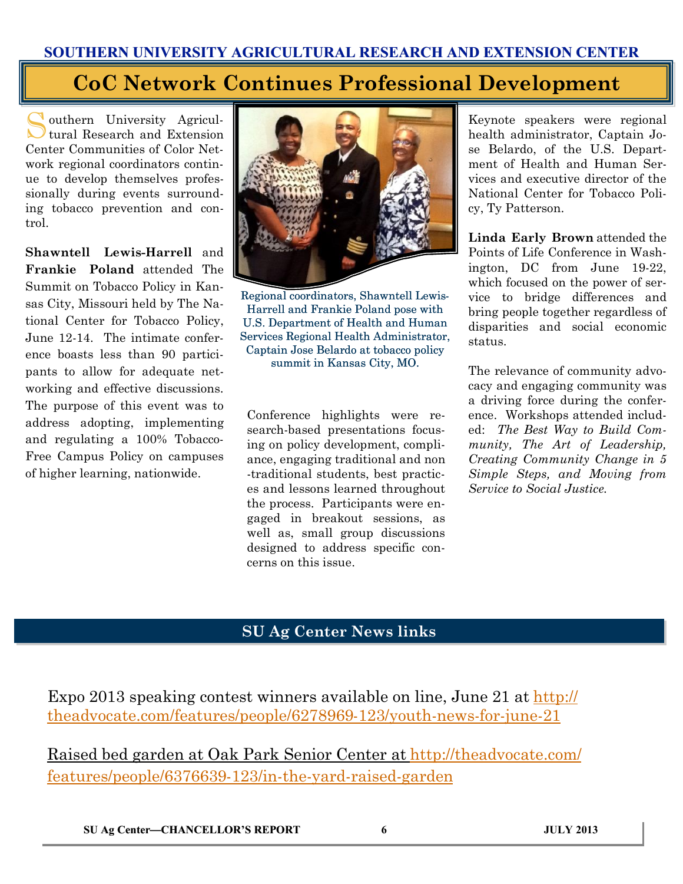# CoC Network Continues Professional Development

Southern University Agricultural Research and Extension Center Communities of Color Network regional coordinators continue to develop themselves professionally during events surrounding tobacco prevention and control.

**Shawntell Lewis-Harrell** and **Frankie Poland** attended The Summit on Tobacco Policy in Kansas City, Missouri held by The National Center for Tobacco Policy, June 12-14. The intimate conference boasts less than 90 participants to allow for adequate networking and effective discussions. The purpose of this event was to address adopting, implementing and regulating a 100% Tobacco-Free Campus Policy on campuses of higher learning, nationwide.

Regional coordinators, Shawntell Lewis-Harrell and Frankie Poland pose with U.S. Department of Health and Human Services Regional Health Administrator, Captain Jose Belardo at tobacco policy summit in Kansas City, MO.

Conference highlights were research-based presentations focusing on policy development, compliance, engaging traditional and non-traditional students, best practices and lessons learned throughout the process. Participants were engaged in breakout sessions, as well as, small group discussions designed to address specific concerns on this issue.

Keynote speakers were regional health administrator, Captain Jose Belardo, of the U.S. Department of Health and Human Services and executive director of the National Center for Tobacco Policy, Ty Patterson.

**Linda Early Brown** attended the Points of Life Conference in Washington, DC from June 19-22, which focused on the power of service to bridge differences and bring people together regardless of disparities and social economic status.

The relevance of community advocacy and engaging community was a driving force during the conference. Workshops attended included: *The Best Way to Build Community, The Art of Leadership, Creating Community Change in 5 Simple Steps, and Moving from Service to Social Justice.*

## SU Ag Center News links

Expo 2013 speaking contest winners available on line, June 21 at http://theadvocate.com/features/people/6278969-123/youth-news-for-june-21

Raised bed garden at Oak Park Senior Center at http://theadvocate.com/features/people/6376639-123/in-the-yard-raised-garden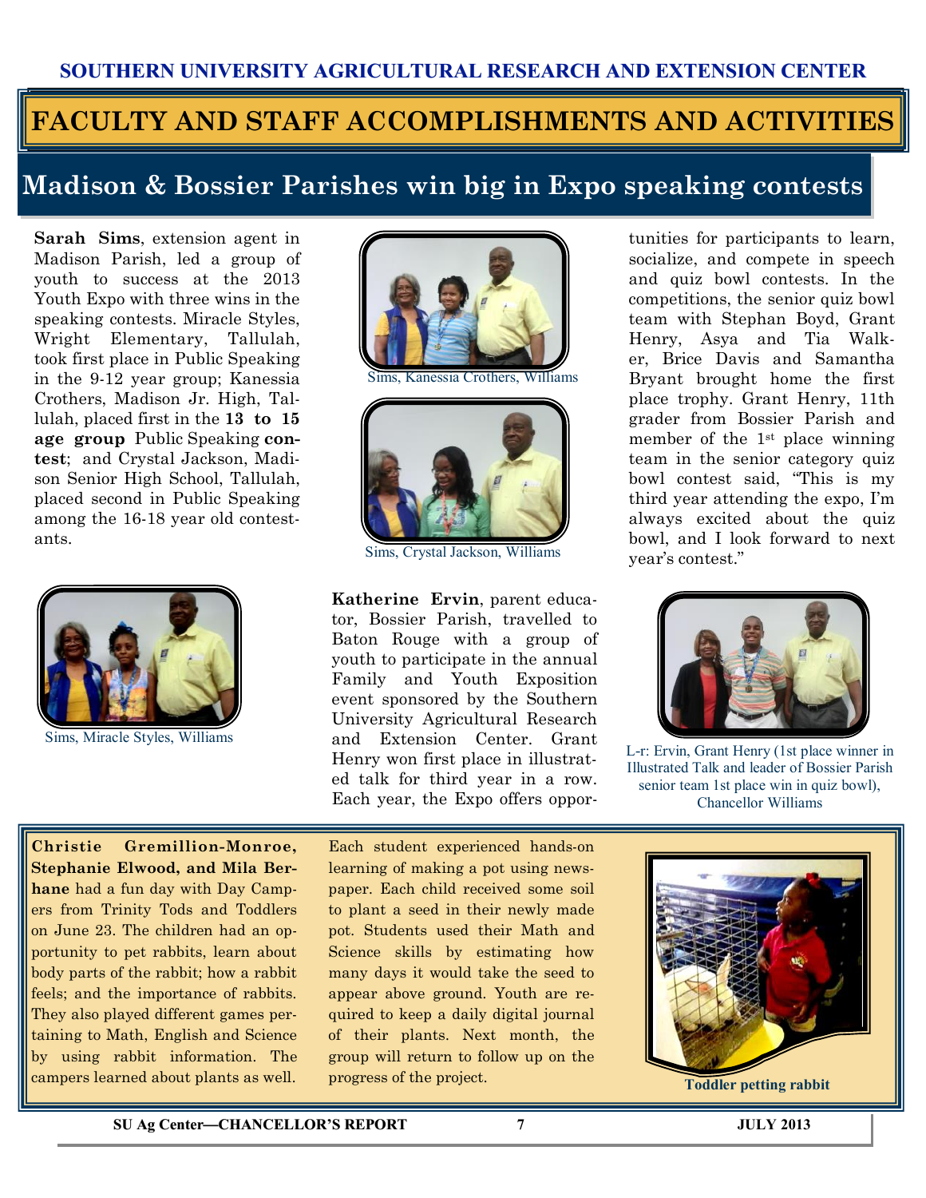SOUTHERN UNIVERSITY AGRICULTURAL RESEARCH AND EXTENSION CENTER

# FACULTY AND STAFF ACCOMPLISHMENTS AND ACTIVITIES

## Madison & Bossier Parishes win big in Expo speaking contests

**Sarah Sims**, extension agent in Madison Parish, led a group of youth to success at the 2013 Youth Expo with three wins in the speaking contests. Miracle Styles, Wright Elementary, Tallulah, took first place in Public Speaking in the 9-12 year group; Kanessia Crothers, Madison Jr. High, Tallulah, placed first in the **13 to 15 age group** Public Speaking **contest**; and Crystal Jackson, Madison Senior High School, Tallulah, placed second in Public Speaking among the 16-18 year old contestants.

Sims, Miracle Styles, Williams

Sims, Kanessia Crothers, Williams

Sims, Crystal Jackson, Williams

**Katherine Ervin**, parent educator, Bossier Parish, travelled to Baton Rouge with a group of youth to participate in the annual Family and Youth Exposition event sponsored by the Southern University Agricultural Research and Extension Center. Grant Henry won first place in illustrated talk for third year in a row. Each year, the Expo offers opportunities for participants to learn, socialize, and compete in speech and quiz bowl contests. In the competitions, the senior quiz bowl team with Stephan Boyd, Grant Henry, Asya and Tia Walker, Brice Davis and Samantha Bryant brought home the first place trophy. Grant Henry, 11th grader from Bossier Parish and member of the 1st place winning team in the senior category quiz bowl contest said, "This is my third year attending the expo, I'm always excited about the quiz bowl, and I look forward to next year's contest."

L-r: Ervin, Grant Henry (1st place winner in Illustrated Talk and leader of Bossier Parish senior team 1st place win in quiz bowl), Chancellor Williams

**Christie Gremillion-Monroe, Stephanie Elwood, and Mila Berhane** had a fun day with Day Campers from Trinity Tods and Toddlers on June 23. The children had an opportunity to pet rabbits, learn about body parts of the rabbit; how a rabbit feels; and the importance of rabbits. They also played different games pertaining to Math, English and Science by using rabbit information. The campers learned about plants as well. Each student experienced hands-on learning of making a pot using newspaper. Each child received some soil to plant a seed in their newly made pot. Students used their Math and Science skills by estimating how many days it would take the seed to appear above ground. Youth are required to keep a daily digital journal of their plants. Next month, the group will return to follow up on the progress of the project.

**Toddler petting rabbit**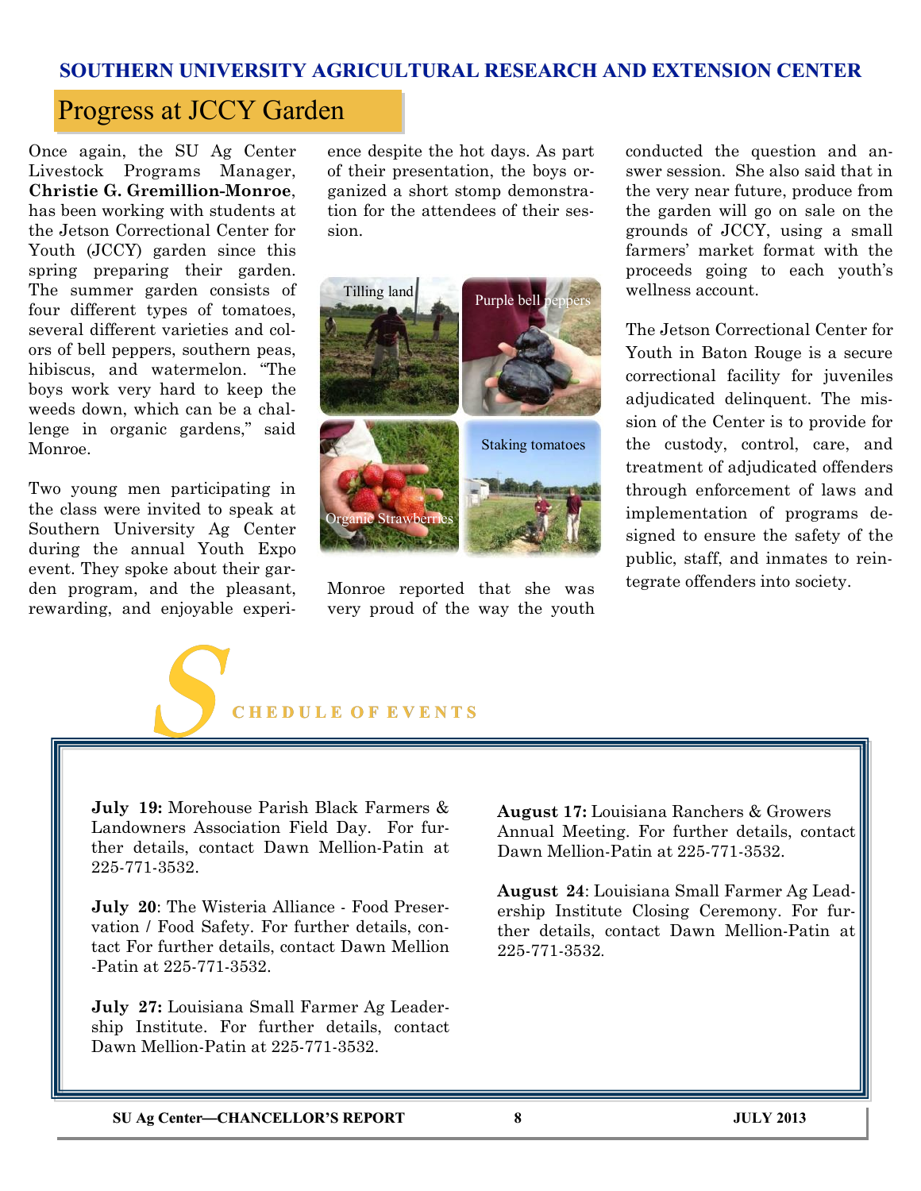## SOUTHERN UNIVERSITY AGRICULTURAL RESEARCH AND EXTENSION CENTER

# Progress at JCCY Garden

Once again, the SU Ag Center Livestock Programs Manager, **Christie G. Gremillion-Monroe**, has been working with students at the Jetson Correctional Center for Youth (JCCY) garden since this spring preparing their garden. The summer garden consists of four different types of tomatoes, several different varieties and colors of bell peppers, southern peas, hibiscus, and watermelon. "The boys work very hard to keep the weeds down, which can be a challenge in organic gardens," said Monroe.

Two young men participating in the class were invited to speak at Southern University Ag Center during the annual Youth Expo event. They spoke about their garden program, and the pleasant, rewarding, and enjoyable experience despite the hot days. As part of their presentation, the boys organized a short stomp demonstration for the attendees of their session.

Tilling land

Purple bell peppers

Organic Strawberries

Staking tomatoes

Monroe reported that she was very proud of the way the youth conducted the question and answer session. She also said that in the very near future, produce from the garden will go on sale on the grounds of JCCY, using a small farmers' market format with the proceeds going to each youth's wellness account.

The Jetson Correctional Center for Youth in Baton Rouge is a secure correctional facility for juveniles adjudicated delinquent. The mission of the Center is to provide for the custody, control, care, and treatment of adjudicated offenders through enforcement of laws and implementation of programs designed to ensure the safety of the public, staff, and inmates to reintegrate offenders into society.

## SCHEDULE OF EVENTS

**July 19:** Morehouse Parish Black Farmers & Landowners Association Field Day. For further details, contact Dawn Mellion-Patin at 225-771-3532.

**July 20**: The Wisteria Alliance - Food Preservation / Food Safety. For further details, contact For further details, contact Dawn Mellion -Patin at 225-771-3532.

**July 27:** Louisiana Small Farmer Ag Leadership Institute. For further details, contact Dawn Mellion-Patin at 225-771-3532.

**August 17:** Louisiana Ranchers & Growers Annual Meeting. For further details, contact Dawn Mellion-Patin at 225-771-3532.

**August 24**: Louisiana Small Farmer Ag Leadership Institute Closing Ceremony. For further details, contact Dawn Mellion-Patin at 225-771-3532.